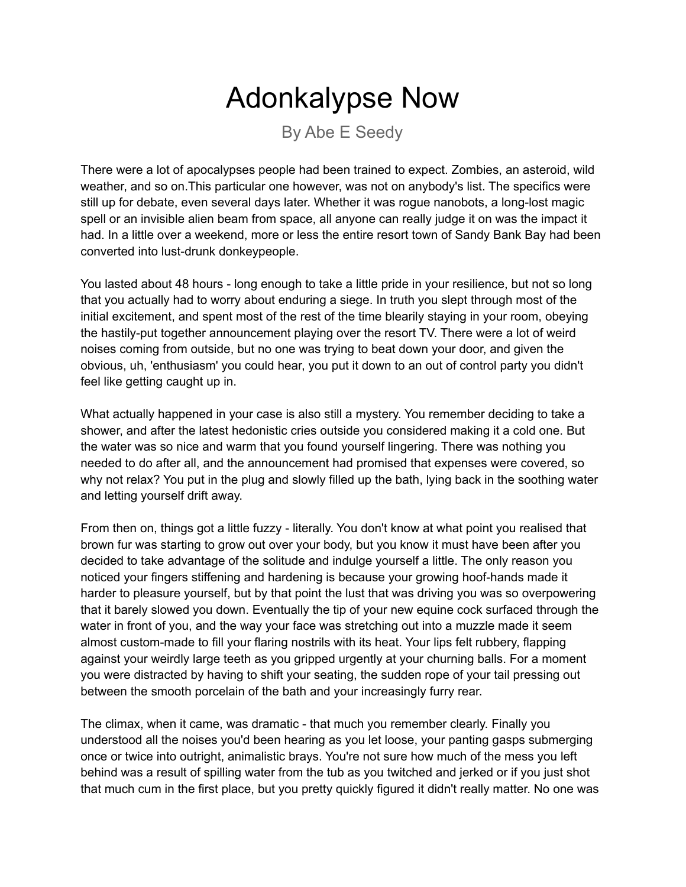# Adonkalypse Now

By Abe E Seedy

There were a lot of apocalypses people had been trained to expect. Zombies, an asteroid, wild weather, and so on.This particular one however, was not on anybody's list. The specifics were still up for debate, even several days later. Whether it was rogue nanobots, a long-lost magic spell or an invisible alien beam from space, all anyone can really judge it on was the impact it had. In a little over a weekend, more or less the entire resort town of Sandy Bank Bay had been converted into lust-drunk donkeypeople.

You lasted about 48 hours - long enough to take a little pride in your resilience, but not so long that you actually had to worry about enduring a siege. In truth you slept through most of the initial excitement, and spent most of the rest of the time blearily staying in your room, obeying the hastily-put together announcement playing over the resort TV. There were a lot of weird noises coming from outside, but no one was trying to beat down your door, and given the obvious, uh, 'enthusiasm' you could hear, you put it down to an out of control party you didn't feel like getting caught up in.

What actually happened in your case is also still a mystery. You remember deciding to take a shower, and after the latest hedonistic cries outside you considered making it a cold one. But the water was so nice and warm that you found yourself lingering. There was nothing you needed to do after all, and the announcement had promised that expenses were covered, so why not relax? You put in the plug and slowly filled up the bath, lying back in the soothing water and letting yourself drift away.

From then on, things got a little fuzzy - literally. You don't know at what point you realised that brown fur was starting to grow out over your body, but you know it must have been after you decided to take advantage of the solitude and indulge yourself a little. The only reason you noticed your fingers stiffening and hardening is because your growing hoof-hands made it harder to pleasure yourself, but by that point the lust that was driving you was so overpowering that it barely slowed you down. Eventually the tip of your new equine cock surfaced through the water in front of you, and the way your face was stretching out into a muzzle made it seem almost custom-made to fill your flaring nostrils with its heat. Your lips felt rubbery, flapping against your weirdly large teeth as you gripped urgently at your churning balls. For a moment you were distracted by having to shift your seating, the sudden rope of your tail pressing out between the smooth porcelain of the bath and your increasingly furry rear.

The climax, when it came, was dramatic - that much you remember clearly. Finally you understood all the noises you'd been hearing as you let loose, your panting gasps submerging once or twice into outright, animalistic brays. You're not sure how much of the mess you left behind was a result of spilling water from the tub as you twitched and jerked or if you just shot that much cum in the first place, but you pretty quickly figured it didn't really matter. No one was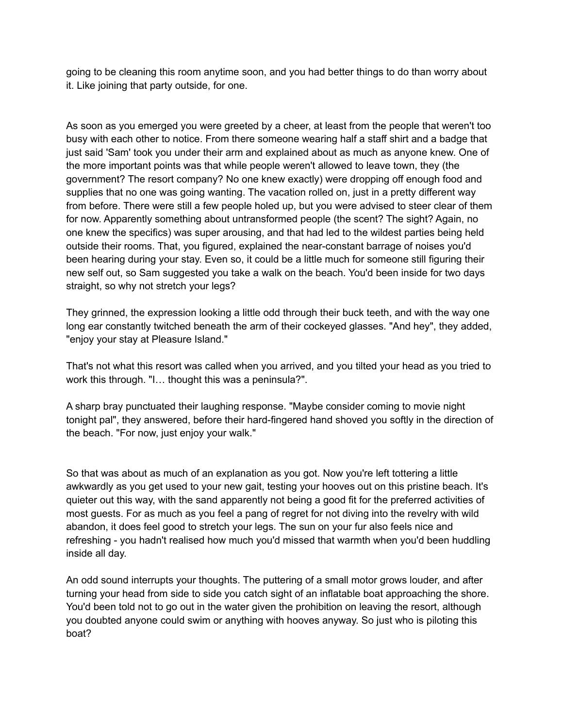going to be cleaning this room anytime soon, and you had better things to do than worry about it. Like joining that party outside, for one.

As soon as you emerged you were greeted by a cheer, at least from the people that weren't too busy with each other to notice. From there someone wearing half a staff shirt and a badge that just said 'Sam' took you under their arm and explained about as much as anyone knew. One of the more important points was that while people weren't allowed to leave town, they (the government? The resort company? No one knew exactly) were dropping off enough food and supplies that no one was going wanting. The vacation rolled on, just in a pretty different way from before. There were still a few people holed up, but you were advised to steer clear of them for now. Apparently something about untransformed people (the scent? The sight? Again, no one knew the specifics) was super arousing, and that had led to the wildest parties being held outside their rooms. That, you figured, explained the near-constant barrage of noises you'd been hearing during your stay. Even so, it could be a little much for someone still figuring their new self out, so Sam suggested you take a walk on the beach. You'd been inside for two days straight, so why not stretch your legs?

They grinned, the expression looking a little odd through their buck teeth, and with the way one long ear constantly twitched beneath the arm of their cockeyed glasses. "And hey", they added, "enjoy your stay at Pleasure Island."

That's not what this resort was called when you arrived, and you tilted your head as you tried to work this through. "I… thought this was a peninsula?".

A sharp bray punctuated their laughing response. "Maybe consider coming to movie night tonight pal", they answered, before their hard-fingered hand shoved you softly in the direction of the beach. "For now, just enjoy your walk."

So that was about as much of an explanation as you got. Now you're left tottering a little awkwardly as you get used to your new gait, testing your hooves out on this pristine beach. It's quieter out this way, with the sand apparently not being a good fit for the preferred activities of most guests. For as much as you feel a pang of regret for not diving into the revelry with wild abandon, it does feel good to stretch your legs. The sun on your fur also feels nice and refreshing - you hadn't realised how much you'd missed that warmth when you'd been huddling inside all day.

An odd sound interrupts your thoughts. The puttering of a small motor grows louder, and after turning your head from side to side you catch sight of an inflatable boat approaching the shore. You'd been told not to go out in the water given the prohibition on leaving the resort, although you doubted anyone could swim or anything with hooves anyway. So just who is piloting this boat?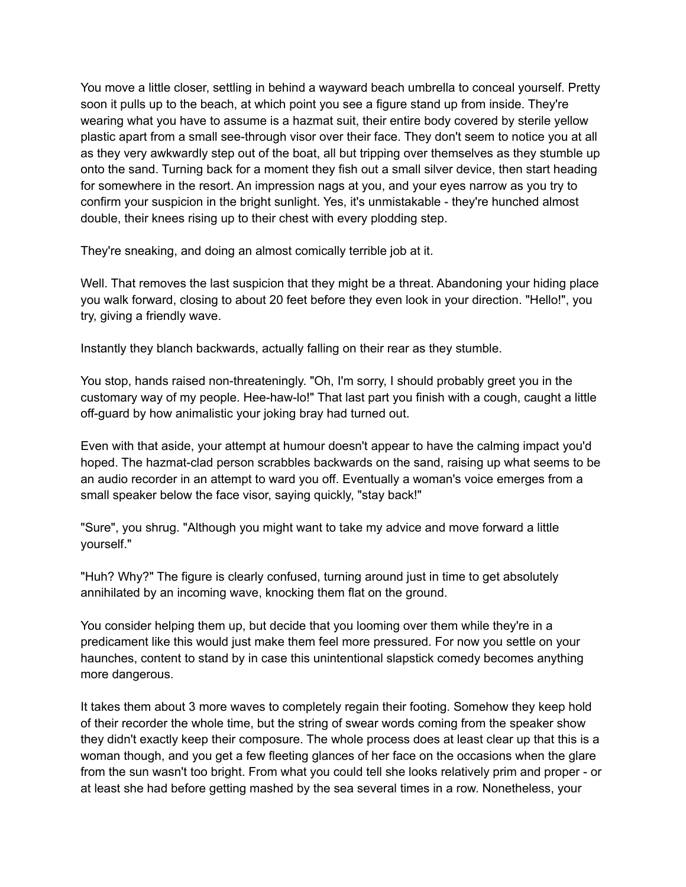You move a little closer, settling in behind a wayward beach umbrella to conceal yourself. Pretty soon it pulls up to the beach, at which point you see a figure stand up from inside. They're wearing what you have to assume is a hazmat suit, their entire body covered by sterile yellow plastic apart from a small see-through visor over their face. They don't seem to notice you at all as they very awkwardly step out of the boat, all but tripping over themselves as they stumble up onto the sand. Turning back for a moment they fish out a small silver device, then start heading for somewhere in the resort. An impression nags at you, and your eyes narrow as you try to confirm your suspicion in the bright sunlight. Yes, it's unmistakable - they're hunched almost double, their knees rising up to their chest with every plodding step.

They're sneaking, and doing an almost comically terrible job at it.

Well. That removes the last suspicion that they might be a threat. Abandoning your hiding place you walk forward, closing to about 20 feet before they even look in your direction. "Hello!", you try, giving a friendly wave.

Instantly they blanch backwards, actually falling on their rear as they stumble.

You stop, hands raised non-threateningly. "Oh, I'm sorry, I should probably greet you in the customary way of my people. Hee-haw-lo!" That last part you finish with a cough, caught a little off-guard by how animalistic your joking bray had turned out.

Even with that aside, your attempt at humour doesn't appear to have the calming impact you'd hoped. The hazmat-clad person scrabbles backwards on the sand, raising up what seems to be an audio recorder in an attempt to ward you off. Eventually a woman's voice emerges from a small speaker below the face visor, saying quickly, "stay back!"

"Sure", you shrug. "Although you might want to take my advice and move forward a little yourself."

"Huh? Why?" The figure is clearly confused, turning around just in time to get absolutely annihilated by an incoming wave, knocking them flat on the ground.

You consider helping them up, but decide that you looming over them while they're in a predicament like this would just make them feel more pressured. For now you settle on your haunches, content to stand by in case this unintentional slapstick comedy becomes anything more dangerous.

It takes them about 3 more waves to completely regain their footing. Somehow they keep hold of their recorder the whole time, but the string of swear words coming from the speaker show they didn't exactly keep their composure. The whole process does at least clear up that this is a woman though, and you get a few fleeting glances of her face on the occasions when the glare from the sun wasn't too bright. From what you could tell she looks relatively prim and proper - or at least she had before getting mashed by the sea several times in a row. Nonetheless, your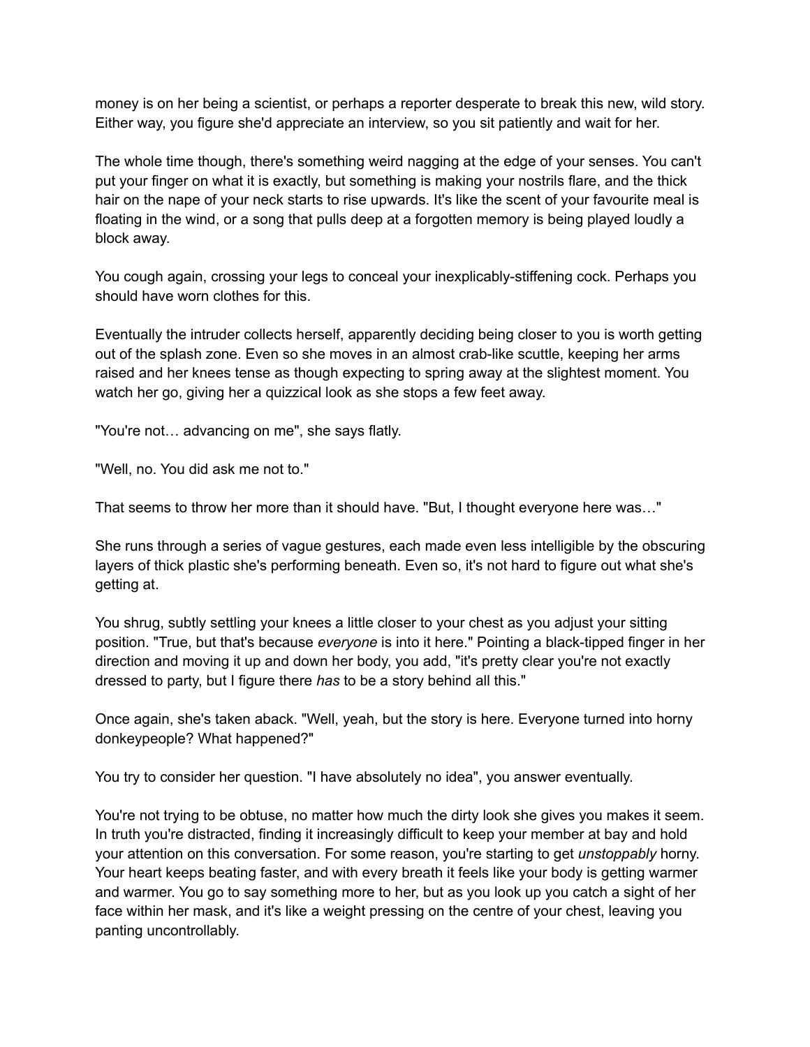money is on her being a scientist, or perhaps a reporter desperate to break this new, wild story. Either way, you figure she'd appreciate an interview, so you sit patiently and wait for her.

The whole time though, there's something weird nagging at the edge of your senses. You can't put your finger on what it is exactly, but something is making your nostrils flare, and the thick hair on the nape of your neck starts to rise upwards. It's like the scent of your favourite meal is floating in the wind, or a song that pulls deep at a forgotten memory is being played loudly a block away.

You cough again, crossing your legs to conceal your inexplicably-stiffening cock. Perhaps you should have worn clothes for this.

Eventually the intruder collects herself, apparently deciding being closer to you is worth getting out of the splash zone. Even so she moves in an almost crab-like scuttle, keeping her arms raised and her knees tense as though expecting to spring away at the slightest moment. You watch her go, giving her a quizzical look as she stops a few feet away.

"You're not… advancing on me", she says flatly.

"Well, no. You did ask me not to."

That seems to throw her more than it should have. "But, I thought everyone here was…"

She runs through a series of vague gestures, each made even less intelligible by the obscuring layers of thick plastic she's performing beneath. Even so, it's not hard to figure out what she's getting at.

You shrug, subtly settling your knees a little closer to your chest as you adjust your sitting position. "True, but that's because *everyone* is into it here." Pointing a black-tipped finger in her direction and moving it up and down her body, you add, "it's pretty clear you're not exactly dressed to party, but I figure there *has* to be a story behind all this."

Once again, she's taken aback. "Well, yeah, but the story is here. Everyone turned into horny donkeypeople? What happened?"

You try to consider her question. "I have absolutely no idea", you answer eventually.

You're not trying to be obtuse, no matter how much the dirty look she gives you makes it seem. In truth you're distracted, finding it increasingly difficult to keep your member at bay and hold your attention on this conversation. For some reason, you're starting to get *unstoppably* horny. Your heart keeps beating faster, and with every breath it feels like your body is getting warmer and warmer. You go to say something more to her, but as you look up you catch a sight of her face within her mask, and it's like a weight pressing on the centre of your chest, leaving you panting uncontrollably.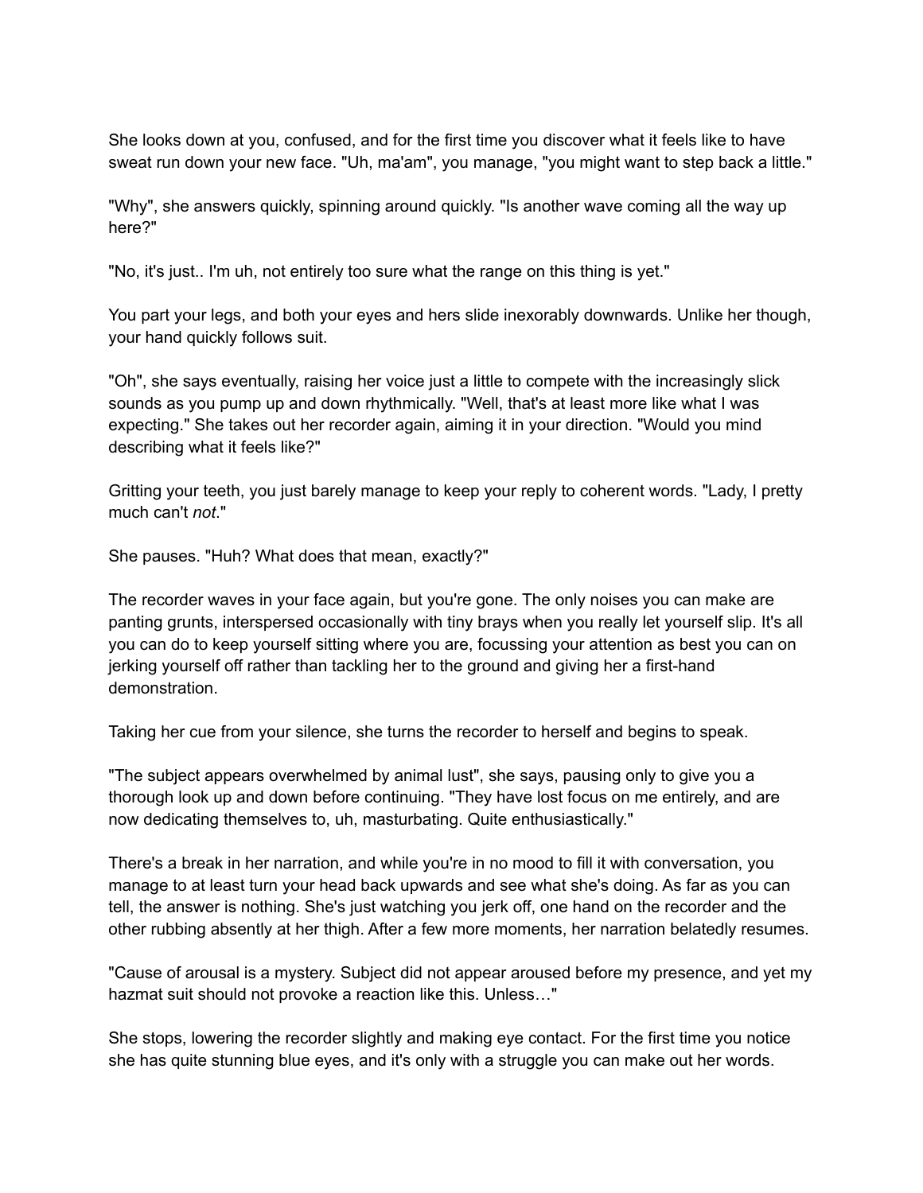She looks down at you, confused, and for the first time you discover what it feels like to have sweat run down your new face. "Uh, ma'am", you manage, "you might want to step back a little."

"Why", she answers quickly, spinning around quickly. "Is another wave coming all the way up here?"

"No, it's just.. I'm uh, not entirely too sure what the range on this thing is yet."

You part your legs, and both your eyes and hers slide inexorably downwards. Unlike her though, your hand quickly follows suit.

"Oh", she says eventually, raising her voice just a little to compete with the increasingly slick sounds as you pump up and down rhythmically. "Well, that's at least more like what I was expecting." She takes out her recorder again, aiming it in your direction. "Would you mind describing what it feels like?"

Gritting your teeth, you just barely manage to keep your reply to coherent words. "Lady, I pretty much can't *not*."

She pauses. "Huh? What does that mean, exactly?"

The recorder waves in your face again, but you're gone. The only noises you can make are panting grunts, interspersed occasionally with tiny brays when you really let yourself slip. It's all you can do to keep yourself sitting where you are, focussing your attention as best you can on jerking yourself off rather than tackling her to the ground and giving her a first-hand demonstration.

Taking her cue from your silence, she turns the recorder to herself and begins to speak.

"The subject appears overwhelmed by animal lust", she says, pausing only to give you a thorough look up and down before continuing. "They have lost focus on me entirely, and are now dedicating themselves to, uh, masturbating. Quite enthusiastically."

There's a break in her narration, and while you're in no mood to fill it with conversation, you manage to at least turn your head back upwards and see what she's doing. As far as you can tell, the answer is nothing. She's just watching you jerk off, one hand on the recorder and the other rubbing absently at her thigh. After a few more moments, her narration belatedly resumes.

"Cause of arousal is a mystery. Subject did not appear aroused before my presence, and yet my hazmat suit should not provoke a reaction like this. Unless…"

She stops, lowering the recorder slightly and making eye contact. For the first time you notice she has quite stunning blue eyes, and it's only with a struggle you can make out her words.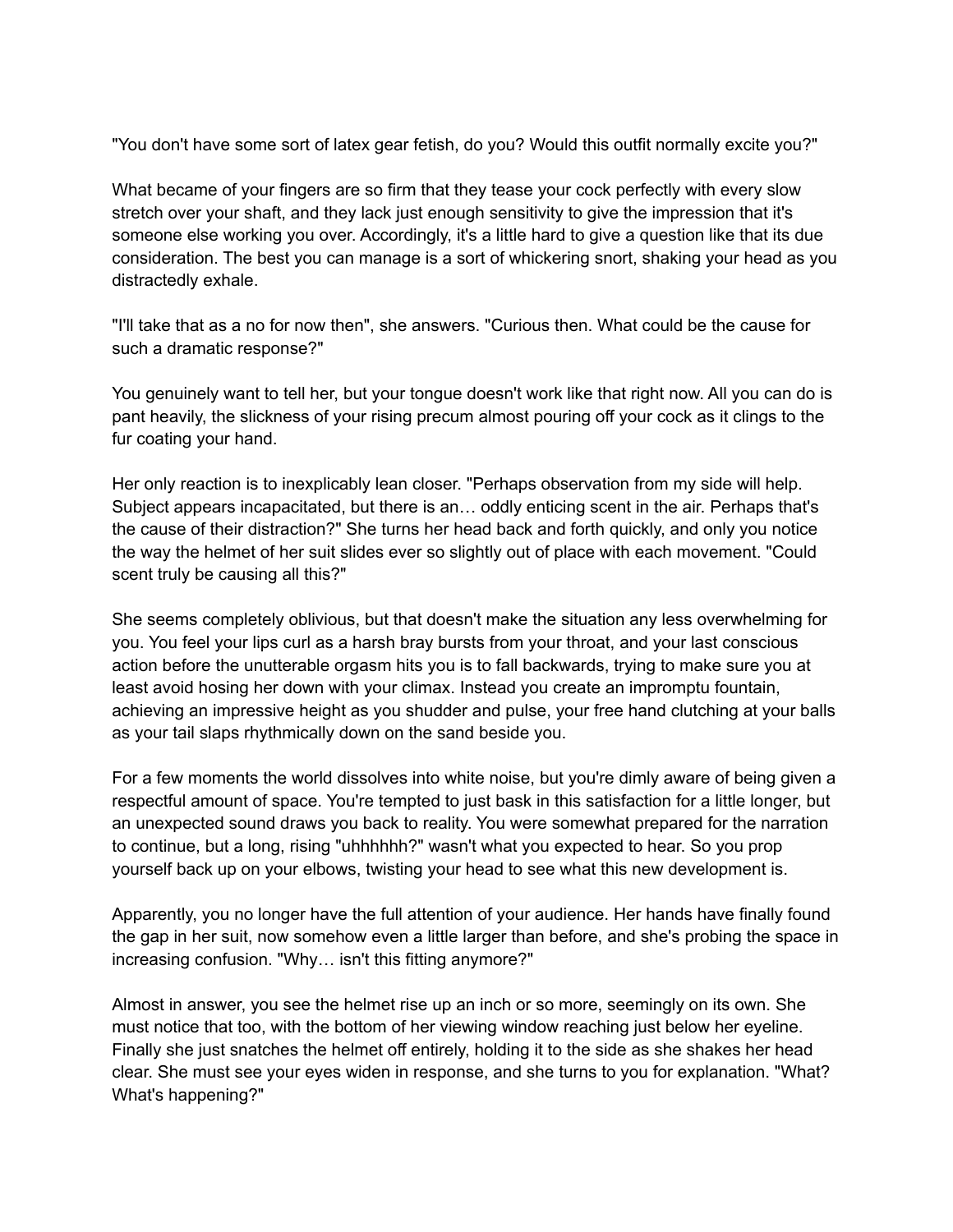"You don't have some sort of latex gear fetish, do you? Would this outfit normally excite you?"

What became of your fingers are so firm that they tease your cock perfectly with every slow stretch over your shaft, and they lack just enough sensitivity to give the impression that it's someone else working you over. Accordingly, it's a little hard to give a question like that its due consideration. The best you can manage is a sort of whickering snort, shaking your head as you distractedly exhale.

"I'll take that as a no for now then", she answers. "Curious then. What could be the cause for such a dramatic response?"

You genuinely want to tell her, but your tongue doesn't work like that right now. All you can do is pant heavily, the slickness of your rising precum almost pouring off your cock as it clings to the fur coating your hand.

Her only reaction is to inexplicably lean closer. "Perhaps observation from my side will help. Subject appears incapacitated, but there is an… oddly enticing scent in the air. Perhaps that's the cause of their distraction?" She turns her head back and forth quickly, and only you notice the way the helmet of her suit slides ever so slightly out of place with each movement. "Could scent truly be causing all this?"

She seems completely oblivious, but that doesn't make the situation any less overwhelming for you. You feel your lips curl as a harsh bray bursts from your throat, and your last conscious action before the unutterable orgasm hits you is to fall backwards, trying to make sure you at least avoid hosing her down with your climax. Instead you create an impromptu fountain, achieving an impressive height as you shudder and pulse, your free hand clutching at your balls as your tail slaps rhythmically down on the sand beside you.

For a few moments the world dissolves into white noise, but you're dimly aware of being given a respectful amount of space. You're tempted to just bask in this satisfaction for a little longer, but an unexpected sound draws you back to reality. You were somewhat prepared for the narration to continue, but a long, rising "uhhhhhh?" wasn't what you expected to hear. So you prop yourself back up on your elbows, twisting your head to see what this new development is.

Apparently, you no longer have the full attention of your audience. Her hands have finally found the gap in her suit, now somehow even a little larger than before, and she's probing the space in increasing confusion. "Why… isn't this fitting anymore?"

Almost in answer, you see the helmet rise up an inch or so more, seemingly on its own. She must notice that too, with the bottom of her viewing window reaching just below her eyeline. Finally she just snatches the helmet off entirely, holding it to the side as she shakes her head clear. She must see your eyes widen in response, and she turns to you for explanation. "What? What's happening?"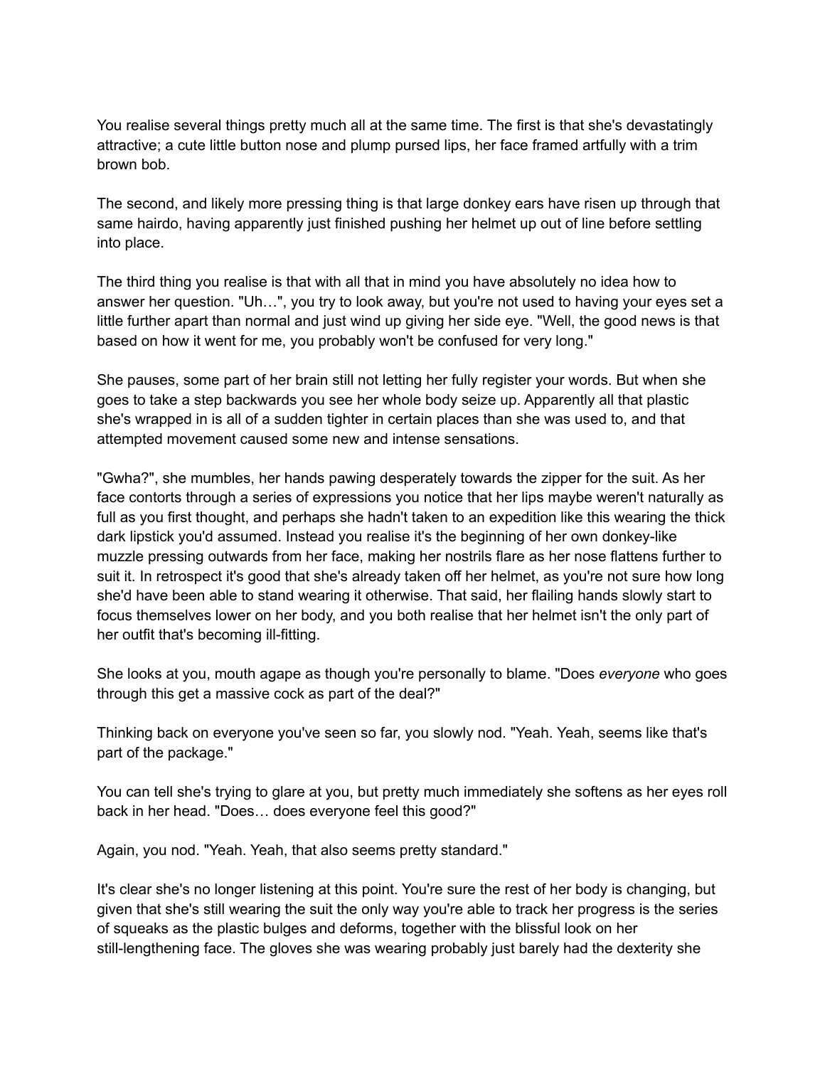You realise several things pretty much all at the same time. The first is that she's devastatingly attractive; a cute little button nose and plump pursed lips, her face framed artfully with a trim brown bob.

The second, and likely more pressing thing is that large donkey ears have risen up through that same hairdo, having apparently just finished pushing her helmet up out of line before settling into place.

The third thing you realise is that with all that in mind you have absolutely no idea how to answer her question. "Uh…", you try to look away, but you're not used to having your eyes set a little further apart than normal and just wind up giving her side eye. "Well, the good news is that based on how it went for me, you probably won't be confused for very long."

She pauses, some part of her brain still not letting her fully register your words. But when she goes to take a step backwards you see her whole body seize up. Apparently all that plastic she's wrapped in is all of a sudden tighter in certain places than she was used to, and that attempted movement caused some new and intense sensations.

"Gwha?", she mumbles, her hands pawing desperately towards the zipper for the suit. As her face contorts through a series of expressions you notice that her lips maybe weren't naturally as full as you first thought, and perhaps she hadn't taken to an expedition like this wearing the thick dark lipstick you'd assumed. Instead you realise it's the beginning of her own donkey-like muzzle pressing outwards from her face, making her nostrils flare as her nose flattens further to suit it. In retrospect it's good that she's already taken off her helmet, as you're not sure how long she'd have been able to stand wearing it otherwise. That said, her flailing hands slowly start to focus themselves lower on her body, and you both realise that her helmet isn't the only part of her outfit that's becoming ill-fitting.

She looks at you, mouth agape as though you're personally to blame. "Does *everyone* who goes through this get a massive cock as part of the deal?"

Thinking back on everyone you've seen so far, you slowly nod. "Yeah. Yeah, seems like that's part of the package."

You can tell she's trying to glare at you, but pretty much immediately she softens as her eyes roll back in her head. "Does… does everyone feel this good?"

Again, you nod. "Yeah. Yeah, that also seems pretty standard."

It's clear she's no longer listening at this point. You're sure the rest of her body is changing, but given that she's still wearing the suit the only way you're able to track her progress is the series of squeaks as the plastic bulges and deforms, together with the blissful look on her still-lengthening face. The gloves she was wearing probably just barely had the dexterity she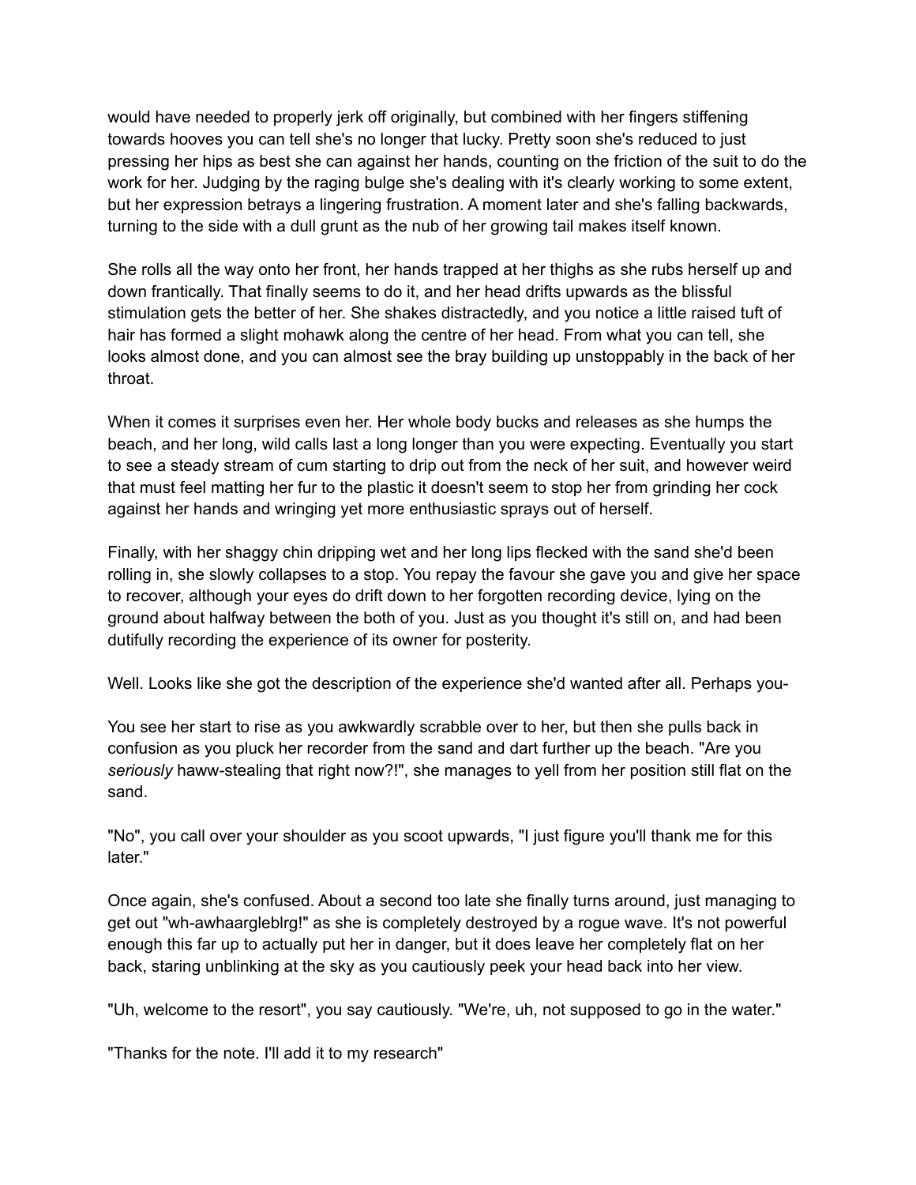would have needed to properly jerk off originally, but combined with her fingers stiffening towards hooves you can tell she's no longer that lucky. Pretty soon she's reduced to just pressing her hips as best she can against her hands, counting on the friction of the suit to do the work for her. Judging by the raging bulge she's dealing with it's clearly working to some extent, but her expression betrays a lingering frustration. A moment later and she's falling backwards, turning to the side with a dull grunt as the nub of her growing tail makes itself known.

She rolls all the way onto her front, her hands trapped at her thighs as she rubs herself up and down frantically. That finally seems to do it, and her head drifts upwards as the blissful stimulation gets the better of her. She shakes distractedly, and you notice a little raised tuft of hair has formed a slight mohawk along the centre of her head. From what you can tell, she looks almost done, and you can almost see the bray building up unstoppably in the back of her throat.

When it comes it surprises even her. Her whole body bucks and releases as she humps the beach, and her long, wild calls last a long longer than you were expecting. Eventually you start to see a steady stream of cum starting to drip out from the neck of her suit, and however weird that must feel matting her fur to the plastic it doesn't seem to stop her from grinding her cock against her hands and wringing yet more enthusiastic sprays out of herself.

Finally, with her shaggy chin dripping wet and her long lips flecked with the sand she'd been rolling in, she slowly collapses to a stop. You repay the favour she gave you and give her space to recover, although your eyes do drift down to her forgotten recording device, lying on the ground about halfway between the both of you. Just as you thought it's still on, and had been dutifully recording the experience of its owner for posterity.

Well. Looks like she got the description of the experience she'd wanted after all. Perhaps you-

You see her start to rise as you awkwardly scrabble over to her, but then she pulls back in confusion as you pluck her recorder from the sand and dart further up the beach. "Are you *seriously* haww-stealing that right now?!", she manages to yell from her position still flat on the sand.

"No", you call over your shoulder as you scoot upwards, "I just figure you'll thank me for this later."

Once again, she's confused. About a second too late she finally turns around, just managing to get out "wh-awhaargleblrg!" as she is completely destroyed by a rogue wave. It's not powerful enough this far up to actually put her in danger, but it does leave her completely flat on her back, staring unblinking at the sky as you cautiously peek your head back into her view.

"Uh, welcome to the resort", you say cautiously. "We're, uh, not supposed to go in the water."

"Thanks for the note. I'll add it to my research"